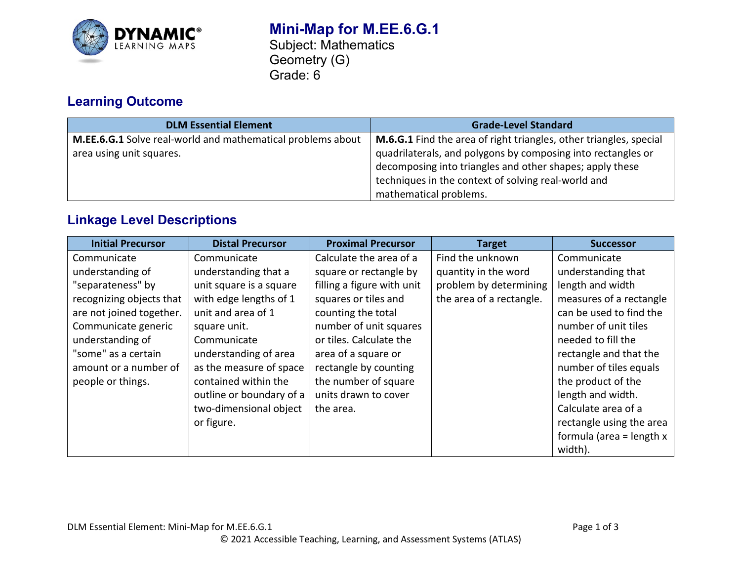# Mini-Map for M.EE.6.G.1

Subject: Mathematics
Geometry (G)
Grade: 6

## Learning Outcome

| DLM Essential Element | Grade-Level Standard |
|---|---|
| **M.EE.6.G.1** Solve real-world and mathematical problems about area using unit squares. | **M.6.G.1** Find the area of right triangles, other triangles, special quadrilaterals, and polygons by composing into rectangles or decomposing into triangles and other shapes; apply these techniques in the context of solving real-world and mathematical problems. |

## Linkage Level Descriptions

| Initial Precursor | Distal Precursor | Proximal Precursor | Target | Successor |
|---|---|---|---|---|
| Communicate understanding of "separateness" by recognizing objects that are not joined together. Communicate generic understanding of "some" as a certain amount or a number of people or things. | Communicate understanding that a unit square is a square with edge lengths of 1 unit and area of 1 square unit. Communicate understanding of area as the measure of space contained within the outline or boundary of a two-dimensional object or figure. | Calculate the area of a square or rectangle by filling a figure with unit squares or tiles and counting the total number of unit squares or tiles. Calculate the area of a square or rectangle by counting the number of square units drawn to cover the area. | Find the unknown quantity in the word problem by determining the area of a rectangle. | Communicate understanding that length and width measures of a rectangle can be used to find the number of unit tiles needed to fill the rectangle and that the number of tiles equals the product of the length and width. Calculate area of a rectangle using the area formula (area = length x width). |

DLM Essential Element: Mini-Map for M.EE.6.G.1

© 2021 Accessible Teaching, Learning, and Assessment Systems (ATLAS)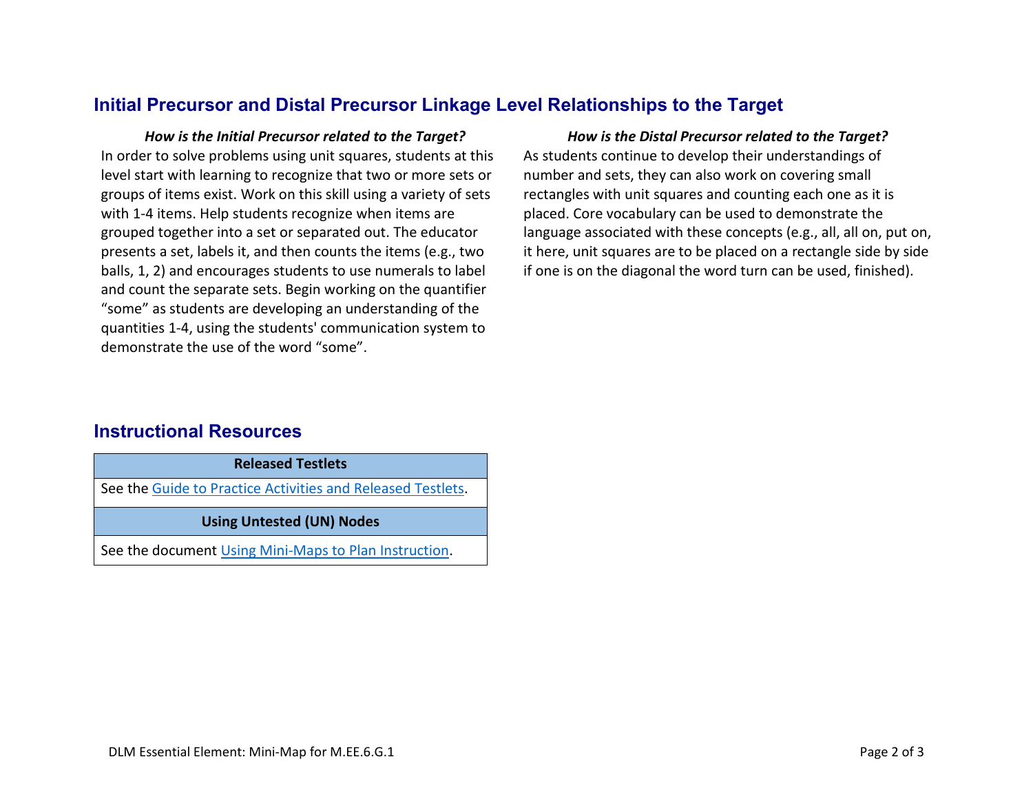## Initial Precursor and Distal Precursor Linkage Level Relationships to the Target

***How is the Initial Precursor related to the Target?***

In order to solve problems using unit squares, students at this level start with learning to recognize that two or more sets or groups of items exist. Work on this skill using a variety of sets with 1-4 items. Help students recognize when items are grouped together into a set or separated out. The educator presents a set, labels it, and then counts the items (e.g., two balls, 1, 2) and encourages students to use numerals to label and count the separate sets. Begin working on the quantifier "some" as students are developing an understanding of the quantities 1-4, using the students' communication system to demonstrate the use of the word "some".

***How is the Distal Precursor related to the Target?***

As students continue to develop their understandings of number and sets, they can also work on covering small rectangles with unit squares and counting each one as it is placed. Core vocabulary can be used to demonstrate the language associated with these concepts (e.g., all, all on, put on, it here, unit squares are to be placed on a rectangle side by side if one is on the diagonal the word turn can be used, finished).

## Instructional Resources

| Released Testlets |
| --- |
| See the Guide to Practice Activities and Released Testlets. |
| **Using Untested (UN) Nodes** |
| See the document Using Mini-Maps to Plan Instruction. |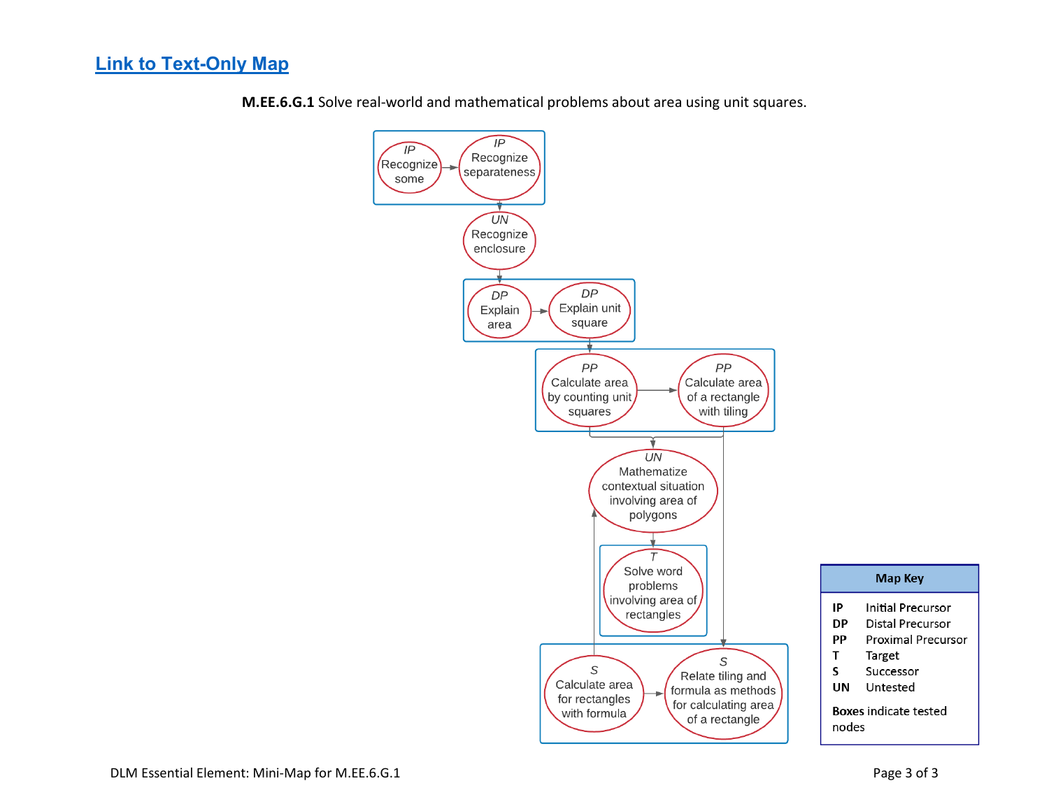[Link to Text-Only Map](#)

**M.EE.6.G.1** Solve real-world and mathematical problems about area using unit squares.

IP
Recognize some

IP
Recognize separateness

UN
Recognize enclosure

DP
Explain area

DP
Explain unit square

PP
Calculate area by counting unit squares

PP
Calculate area of a rectangle with tiling

UN
Mathematize contextual situation involving area of polygons

T
Solve word problems involving area of rectangles

S
Calculate area for rectangles with formula

S
Relate tiling and formula as methods for calculating area of a rectangle

**Map Key**

| | |
|---|---|
| **IP** | Initial Precursor |
| **DP** | Distal Precursor |
| **PP** | Proximal Precursor |
| **T** | Target |
| **S** | Successor |
| **UN** | Untested |

**Boxes** indicate tested nodes

DLM Essential Element: Mini-Map for M.EE.6.G.1